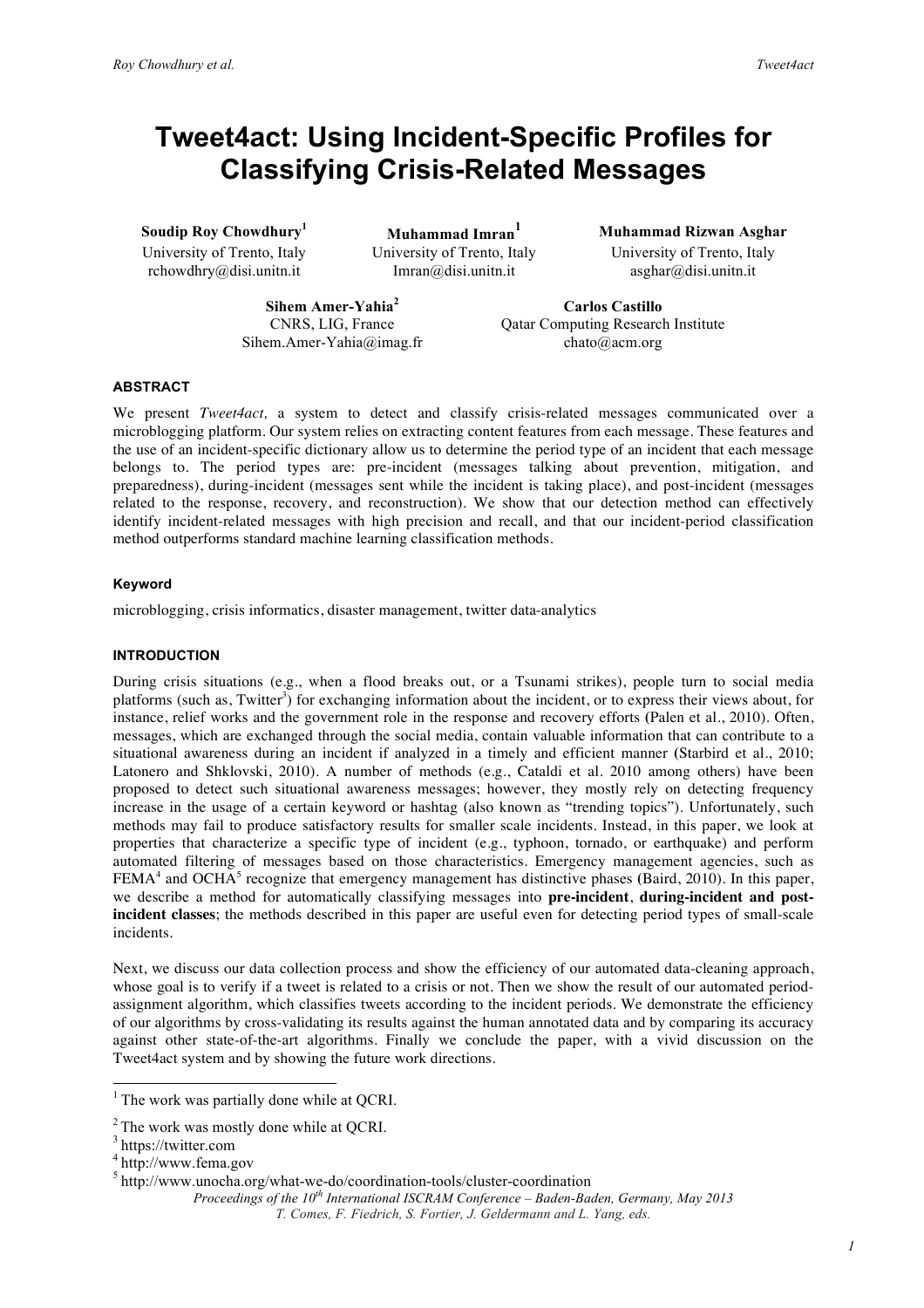#  Tweet4act: Using Incident-Specific Profiles for Classifying Crisis-Related Messages

**Soudip Roy Chowdhury**[1]
University of Trento, Italy
rchowdhry@disi.unitn.it

**Muhammad Imran**[1]
University of Trento, Italy
Imran@disi.unitn.it

**Muhammad Rizwan Asghar**
University of Trento, Italy
asghar@disi.unitn.it

**Sihem Amer-Yahia**[2]
CNRS, LIG, France
Sihem.Amer-Yahia@imag.fr

**Carlos Castillo**
Qatar Computing Research Institute
chato@acm.org

### ABSTRACT

We present *Tweet4act,* a system to detect and classify crisis-related messages communicated over a microblogging platform. Our system relies on extracting content features from each message. These features and the use of an incident-specific dictionary allow us to determine the period type of an incident that each message belongs to. The period types are: pre-incident (messages talking about prevention, mitigation, and preparedness), during-incident (messages sent while the incident is taking place), and post-incident (messages related to the response, recovery, and reconstruction). We show that our detection method can effectively identify incident-related messages with high precision and recall, and that our incident-period classification method outperforms standard machine learning classification methods.

### Keyword

microblogging, crisis informatics, disaster management, twitter data-analytics

### INTRODUCTION

During crisis situations (e.g., when a flood breaks out, or a Tsunami strikes), people turn to social media platforms (such as, Twitter[3]) for exchanging information about the incident, or to express their views about, for instance, relief works and the government role in the response and recovery efforts (Palen et al., 2010). Often, messages, which are exchanged through the social media, contain valuable information that can contribute to a situational awareness during an incident if analyzed in a timely and efficient manner (Starbird et al., 2010; Latonero and Shklovski, 2010). A number of methods (e.g., Cataldi et al. 2010 among others) have been proposed to detect such situational awareness messages; however, they mostly rely on detecting frequency increase in the usage of a certain keyword or hashtag (also known as "trending topics"). Unfortunately, such methods may fail to produce satisfactory results for smaller scale incidents. Instead, in this paper, we look at properties that characterize a specific type of incident (e.g., typhoon, tornado, or earthquake) and perform automated filtering of messages based on those characteristics. Emergency management agencies, such as FEMA[4] and OCHA[5] recognize that emergency management has distinctive phases (Baird, 2010). In this paper, we describe a method for automatically classifying messages into **pre-incident**, **during-incident and post-incident classes**; the methods described in this paper are useful even for detecting period types of small-scale incidents.

Next, we discuss our data collection process and show the efficiency of our automated data-cleaning approach, whose goal is to verify if a tweet is related to a crisis or not. Then we show the result of our automated period-assignment algorithm, which classifies tweets according to the incident periods. We demonstrate the efficiency of our algorithms by cross-validating its results against the human annotated data and by comparing its accuracy against other state-of-the-art algorithms. Finally we conclude the paper, with a vivid discussion on the Tweet4act system and by showing the future work directions.

---

[1] The work was partially done while at QCRI.

[2] The work was mostly done while at QCRI.

[3] https://twitter.com

[4] http://www.fema.gov

[5] http://www.unocha.org/what-we-do/coordination-tools/cluster-coordination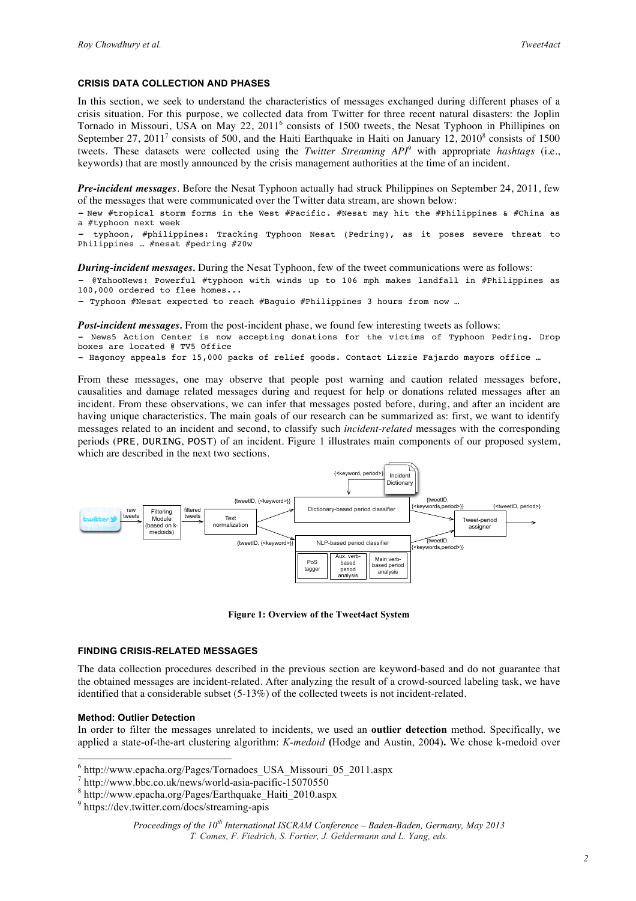#### CRISIS DATA COLLECTION AND PHASES

In this section, we seek to understand the characteristics of messages exchanged during different phases of a crisis situation. For this purpose, we collected data from Twitter for three recent natural disasters: the Joplin Tornado in Missouri, USA on May 22, 2011[6] consists of 1500 tweets, the Nesat Typhoon in Phillipines on September 27, 2011[7] consists of 500, and the Haiti Earthquake in Haiti on January 12, 2010[8] consists of 1500 tweets. These datasets were collected using the *Twitter Streaming API*[9] with appropriate *hashtags* (i.e., keywords) that are mostly announced by the crisis management authorities at the time of an incident.

***Pre-incident messages***. Before the Nesat Typhoon actually had struck Philippines on September 24, 2011, few of the messages that were communicated over the Twitter data stream, are shown below:

```
- New #tropical storm forms in the West #Pacific. #Nesat may hit the #Philippines & #China as a #typhoon next week
- typhoon, #philippines: Tracking Typhoon Nesat (Pedring), as it poses severe threat to Philippines … #nesat #pedring #20w
```

***During-incident messages***. During the Nesat Typhoon, few of the tweet communications were as follows:

```
- @YahooNews: Powerful #typhoon with winds up to 106 mph makes landfall in #Philippines as 100,000 ordered to flee homes...
- Typhoon #Nesat expected to reach #Baguio #Philippines 3 hours from now …
```

***Post-incident messages***. From the post-incident phase, we found few interesting tweets as follows:

```
- News5 Action Center is now accepting donations for the victims of Typhoon Pedring. Drop boxes are located @ TV5 Office
- Hagonoy appeals for 15,000 packs of relief goods. Contact Lizzie Fajardo mayors office …
```

From these messages, one may observe that people post warning and caution related messages before, causalities and damage related messages during and request for help or donations related messages after an incident. From these observations, we can infer that messages posted before, during, and after an incident are having unique characteristics. The main goals of our research can be summarized as: first, we want to identify messages related to an incident and second, to classify such *incident-related* messages with the corresponding periods (PRE, DURING, POST) of an incident. Figure 1 illustrates main components of our proposed system, which are described in the next two sections.

**Figure 1: Overview of the Tweet4act System**

#### FINDING CRISIS-RELATED MESSAGES

The data collection procedures described in the previous section are keyword-based and do not guarantee that the obtained messages are incident-related. After analyzing the result of a crowd-sourced labeling task, we have identified that a considerable subset (5-13%) of the collected tweets is not incident-related.

##### Method: Outlier Detection

In order to filter the messages unrelated to incidents, we used an **outlier detection** method. Specifically, we applied a state-of-the-art clustering algorithm: *K-medoid* **(**Hodge and Austin, 2004)**.** We chose k-medoid over

[6] http://www.epacha.org/Pages/Tornadoes_USA_Missouri_05_2011.aspx

[7] http://www.bbc.co.uk/news/world-asia-pacific-15070550

[8] http://www.epacha.org/Pages/Earthquake_Haiti_2010.aspx

[9] https://dev.twitter.com/docs/streaming-apis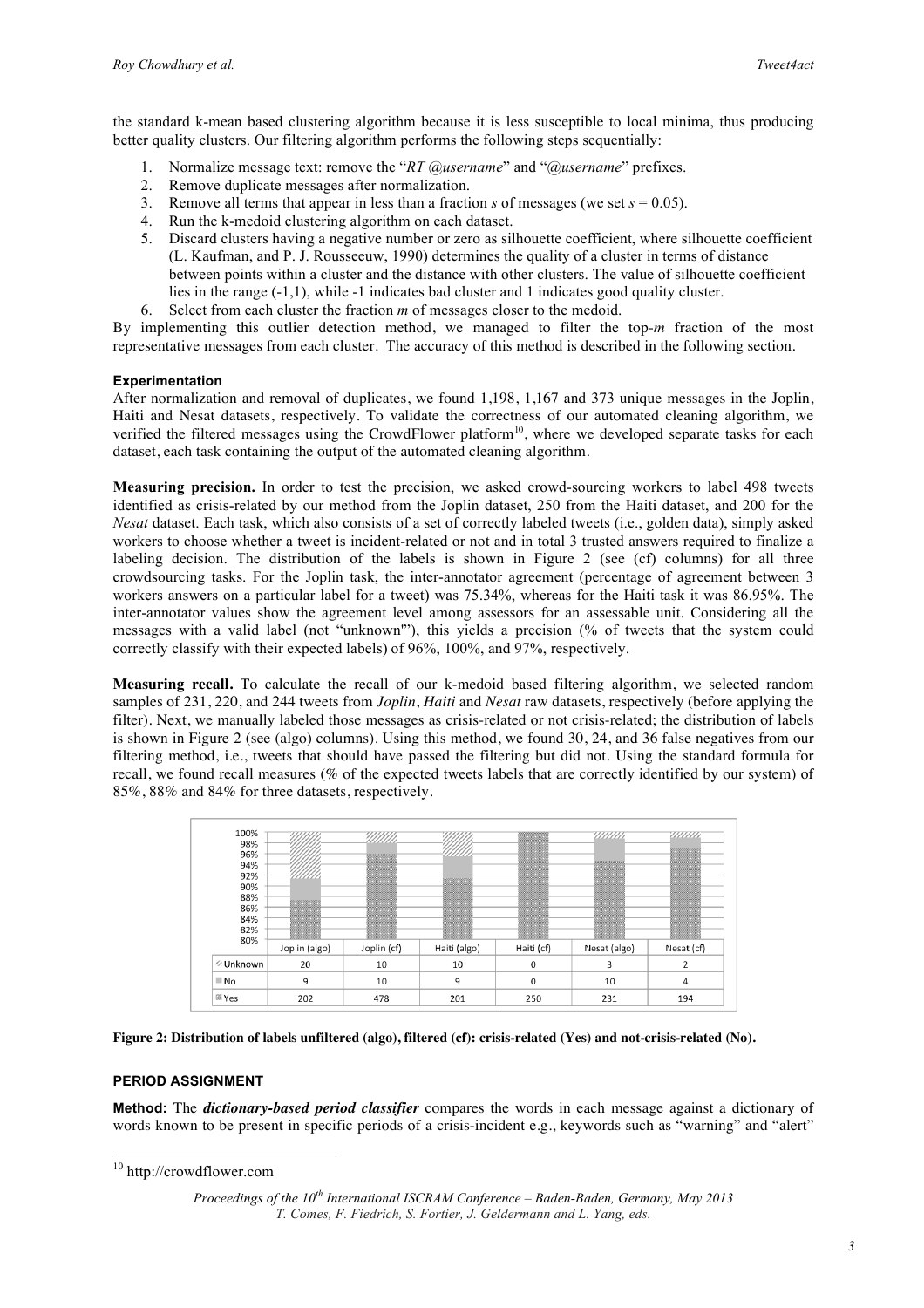the standard k-mean based clustering algorithm because it is less susceptible to local minima, thus producing better quality clusters. Our filtering algorithm performs the following steps sequentially:

1. Normalize message text: remove the "*RT @username*" and "*@username*" prefixes.
2. Remove duplicate messages after normalization.
3. Remove all terms that appear in less than a fraction $s$ of messages (we set $s = 0.05$).
4. Run the k-medoid clustering algorithm on each dataset.
5. Discard clusters having a negative number or zero as silhouette coefficient, where silhouette coefficient (L. Kaufman, and P. J. Rousseeuw, 1990) determines the quality of a cluster in terms of distance between points within a cluster and the distance with other clusters. The value of silhouette coefficient lies in the range (-1,1), while -1 indicates bad cluster and 1 indicates good quality cluster.
6. Select from each cluster the fraction $m$ of messages closer to the medoid.

By implementing this outlier detection method, we managed to filter the top-$m$ fraction of the most representative messages from each cluster. The accuracy of this method is described in the following section.

#### Experimentation

After normalization and removal of duplicates, we found 1,198, 1,167 and 373 unique messages in the Joplin, Haiti and Nesat datasets, respectively. To validate the correctness of our automated cleaning algorithm, we verified the filtered messages using the CrowdFlower platform[10], where we developed separate tasks for each dataset, each task containing the output of the automated cleaning algorithm.

**Measuring precision.** In order to test the precision, we asked crowd-sourcing workers to label 498 tweets identified as crisis-related by our method from the Joplin dataset, 250 from the Haiti dataset, and 200 for the *Nesat* dataset. Each task, which also consists of a set of correctly labeled tweets (i.e., golden data), simply asked workers to choose whether a tweet is incident-related or not and in total 3 trusted answers required to finalize a labeling decision. The distribution of the labels is shown in Figure 2 (see (cf) columns) for all three crowdsourcing tasks. For the Joplin task, the inter-annotator agreement (percentage of agreement between 3 workers answers on a particular label for a tweet) was 75.34%, whereas for the Haiti task it was 86.95%. The inter-annotator values show the agreement level among assessors for an assessable unit. Considering all the messages with a valid label (not "unknown'"), this yields a precision (% of tweets that the system could correctly classify with their expected labels) of 96%, 100%, and 97%, respectively.

**Measuring recall.** To calculate the recall of our k-medoid based filtering algorithm, we selected random samples of 231, 220, and 244 tweets from *Joplin*, *Haiti* and *Nesat* raw datasets, respectively (before applying the filter). Next, we manually labeled those messages as crisis-related or not crisis-related; the distribution of labels is shown in Figure 2 (see (algo) columns). Using this method, we found 30, 24, and 36 false negatives from our filtering method, i.e., tweets that should have passed the filtering but did not. Using the standard formula for recall, we found recall measures (% of the expected tweets labels that are correctly identified by our system) of 85%, 88% and 84% for three datasets, respectively.

| | Joplin (algo) | Joplin (cf) | Haiti (algo) | Haiti (cf) | Nesat (algo) | Nesat (cf) |
|---|---|---|---|---|---|---|
| Unknown | 20 | 10 | 10 | 0 | 3 | 2 |
| No | 9 | 10 | 9 | 0 | 10 | 4 |
| Yes | 202 | 478 | 201 | 250 | 231 | 194 |

**Figure 2: Distribution of labels unfiltered (algo), filtered (cf): crisis-related (Yes) and not-crisis-related (No).**

#### PERIOD ASSIGNMENT

**Method:** The ***dictionary-based period classifier*** compares the words in each message against a dictionary of words known to be present in specific periods of a crisis-incident e.g., keywords such as "warning" and "alert"

[10] http://crowdflower.com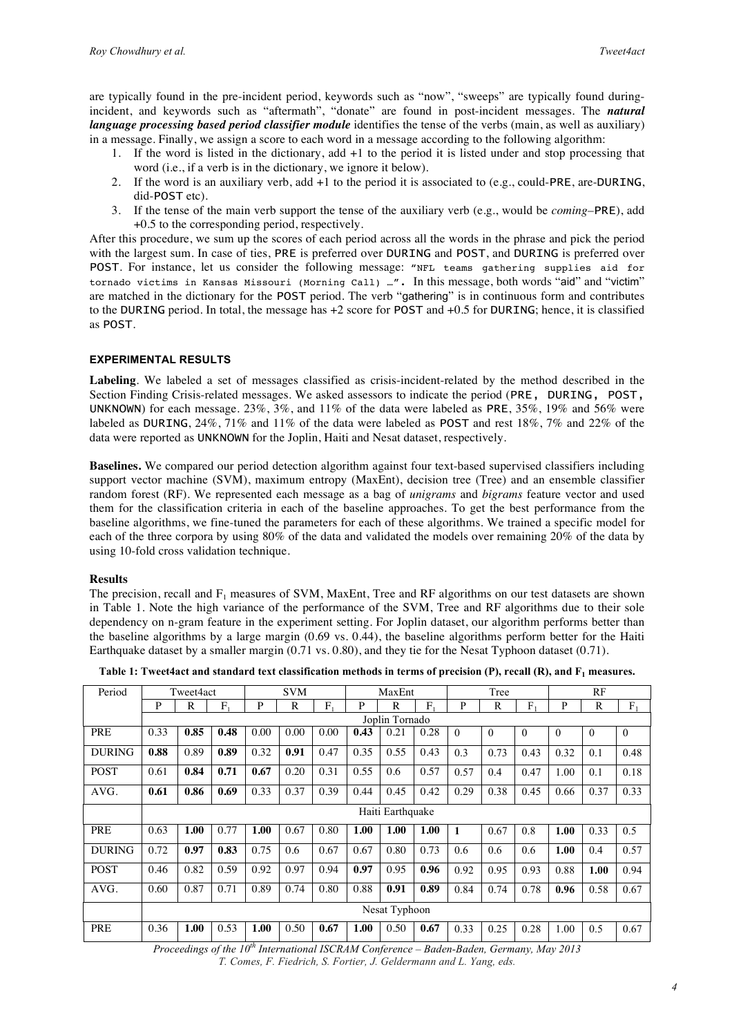are typically found in the pre-incident period, keywords such as "now", "sweeps" are typically found during-incident, and keywords such as "aftermath", "donate" are found in post-incident messages. The ***natural language processing based period classifier module*** identifies the tense of the verbs (main, as well as auxiliary) in a message. Finally, we assign a score to each word in a message according to the following algorithm:

1. If the word is listed in the dictionary, add +1 to the period it is listed under and stop processing that word (i.e., if a verb is in the dictionary, we ignore it below).
2. If the word is an auxiliary verb, add +1 to the period it is associated to (e.g., could-PRE, are-DURING, did-POST etc).
3. If the tense of the main verb support the tense of the auxiliary verb (e.g., would be *coming*–PRE), add +0.5 to the corresponding period, respectively.

After this procedure, we sum up the scores of each period across all the words in the phrase and pick the period with the largest sum. In case of ties, PRE is preferred over DURING and POST, and DURING is preferred over POST. For instance, let us consider the following message: "NFL teams gathering supplies aid for tornado victims in Kansas Missouri (Morning Call) …". In this message, both words "aid" and "victim" are matched in the dictionary for the POST period. The verb "gathering" is in continuous form and contributes to the DURING period. In total, the message has +2 score for POST and +0.5 for DURING; hence, it is classified as POST.

## EXPERIMENTAL RESULTS

**Labeling**. We labeled a set of messages classified as crisis-incident-related by the method described in the Section Finding Crisis-related messages. We asked assessors to indicate the period (PRE, DURING, POST, UNKNOWN) for each message. 23%, 3%, and 11% of the data were labeled as PRE, 35%, 19% and 56% were labeled as DURING, 24%, 71% and 11% of the data were labeled as POST and rest 18%, 7% and 22% of the data were reported as UNKNOWN for the Joplin, Haiti and Nesat dataset, respectively.

**Baselines.** We compared our period detection algorithm against four text-based supervised classifiers including support vector machine (SVM), maximum entropy (MaxEnt), decision tree (Tree) and an ensemble classifier random forest (RF). We represented each message as a bag of *unigrams* and *bigrams* feature vector and used them for the classification criteria in each of the baseline approaches. To get the best performance from the baseline algorithms, we fine-tuned the parameters for each of these algorithms. We trained a specific model for each of the three corpora by using 80% of the data and validated the models over remaining 20% of the data by using 10-fold cross validation technique.

### Results

The precision, recall and $F_1$ measures of SVM, MaxEnt, Tree and RF algorithms on our test datasets are shown in Table 1. Note the high variance of the performance of the SVM, Tree and RF algorithms due to their sole dependency on n-gram feature in the experiment setting. For Joplin dataset, our algorithm performs better than the baseline algorithms by a large margin (0.69 vs. 0.44), the baseline algorithms perform better for the Haiti Earthquake dataset by a smaller margin (0.71 vs. 0.80), and they tie for the Nesat Typhoon dataset (0.71).

**Table 1: Tweet4act and standard text classification methods in terms of precision (P), recall (R), and $F_1$ measures.**

| Period | Tweet4act | | | SVM | | | MaxEnt | | | Tree | | | RF | | |
|---|---|---|---|---|---|---|---|---|---|---|---|---|---|---|---|
| | P | R | $F_1$ | P | R | $F_1$ | P | R | $F_1$ | P | R | $F_1$ | P | R | $F_1$ |
| | Joplin Tornado | | | | | | | | | | | | | | |
| PRE | 0.33 | **0.85** | **0.48** | 0.00 | 0.00 | 0.00 | **0.43** | 0.21 | 0.28 | 0 | 0 | 0 | 0 | 0 | 0 |
| DURING | **0.88** | 0.89 | **0.89** | 0.32 | **0.91** | 0.47 | 0.35 | 0.55 | 0.43 | 0.3 | 0.73 | 0.43 | 0.32 | 0.1 | 0.48 |
| POST | 0.61 | **0.84** | **0.71** | **0.67** | 0.20 | 0.31 | 0.55 | 0.6 | 0.57 | 0.57 | 0.4 | 0.47 | 1.00 | 0.1 | 0.18 |
| AVG. | **0.61** | **0.86** | **0.69** | 0.33 | 0.37 | 0.39 | 0.44 | 0.45 | 0.42 | 0.29 | 0.38 | 0.45 | 0.66 | 0.37 | 0.33 |
| | Haiti Earthquake | | | | | | | | | | | | | | |
| PRE | 0.63 | **1.00** | 0.77 | **1.00** | 0.67 | 0.80 | **1.00** | **1.00** | **1.00** | **1** | 0.67 | 0.8 | **1.00** | 0.33 | 0.5 |
| DURING | 0.72 | **0.97** | **0.83** | 0.75 | 0.6 | 0.67 | 0.67 | 0.80 | 0.73 | 0.6 | 0.6 | 0.6 | **1.00** | 0.4 | 0.57 |
| POST | 0.46 | 0.82 | 0.59 | 0.92 | 0.97 | 0.94 | **0.97** | 0.95 | **0.96** | 0.92 | 0.95 | 0.93 | 0.88 | **1.00** | 0.94 |
| AVG. | 0.60 | 0.87 | 0.71 | 0.89 | 0.74 | 0.80 | 0.88 | **0.91** | **0.89** | 0.84 | 0.74 | 0.78 | **0.96** | 0.58 | 0.67 |
| | Nesat Typhoon | | | | | | | | | | | | | | |
| PRE | 0.36 | **1.00** | 0.53 | **1.00** | 0.50 | **0.67** | **1.00** | 0.50 | **0.67** | 0.33 | 0.25 | 0.28 | 1.00 | 0.5 | 0.67 |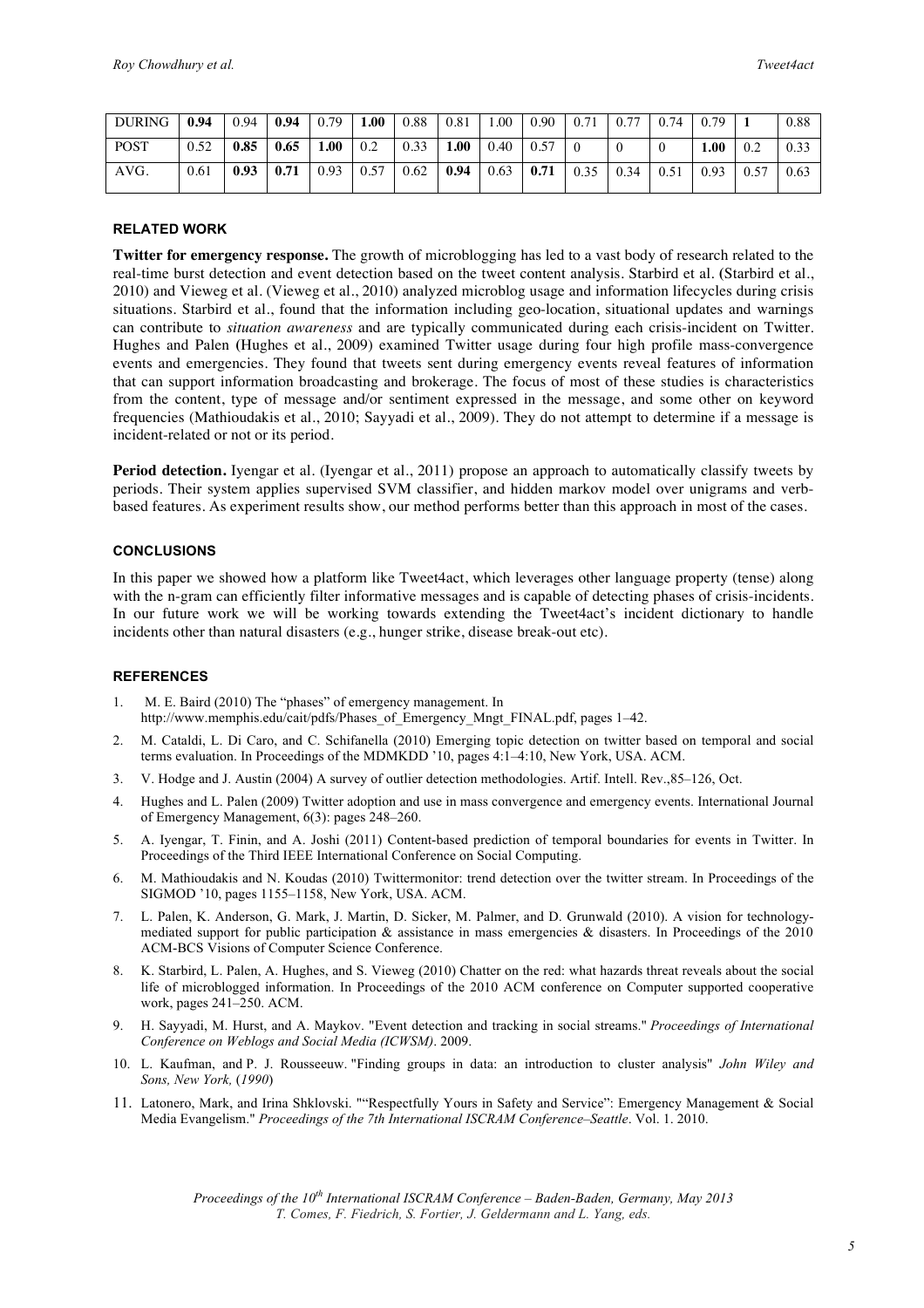| | | | | | | | | | | | | | | | |
|---|---|---|---|---|---|---|---|---|---|---|---|---|---|---|---|
| DURING | **0.94** | 0.94 | **0.94** | 0.79 | **1.00** | 0.88 | 0.81 | 1.00 | 0.90 | 0.71 | 0.77 | 0.74 | 0.79 | **1** | 0.88 |
| POST | 0.52 | **0.85** | **0.65** | **1.00** | 0.2 | 0.33 | **1.00** | 0.40 | 0.57 | 0 | 0 | 0 | **1.00** | 0.2 | 0.33 |
| AVG. | 0.61 | **0.93** | **0.71** | 0.93 | 0.57 | 0.62 | **0.94** | 0.63 | **0.71** | 0.35 | 0.34 | 0.51 | 0.93 | 0.57 | 0.63 |

## RELATED WORK

**Twitter for emergency response.** The growth of microblogging has led to a vast body of research related to the real-time burst detection and event detection based on the tweet content analysis. Starbird et al. (Starbird et al., 2010) and Vieweg et al. (Vieweg et al., 2010) analyzed microblog usage and information lifecycles during crisis situations. Starbird et al., found that the information including geo-location, situational updates and warnings can contribute to *situation awareness* and are typically communicated during each crisis-incident on Twitter. Hughes and Palen (Hughes et al., 2009) examined Twitter usage during four high profile mass-convergence events and emergencies. They found that tweets sent during emergency events reveal features of information that can support information broadcasting and brokerage. The focus of most of these studies is characteristics from the content, type of message and/or sentiment expressed in the message, and some other on keyword frequencies (Mathioudakis et al., 2010; Sayyadi et al., 2009). They do not attempt to determine if a message is incident-related or not or its period.

**Period detection.** Iyengar et al. (Iyengar et al., 2011) propose an approach to automatically classify tweets by periods. Their system applies supervised SVM classifier, and hidden markov model over unigrams and verb-based features. As experiment results show, our method performs better than this approach in most of the cases.

## CONCLUSIONS

In this paper we showed how a platform like Tweet4act, which leverages other language property (tense) along with the n-gram can efficiently filter informative messages and is capable of detecting phases of crisis-incidents. In our future work we will be working towards extending the Tweet4act's incident dictionary to handle incidents other than natural disasters (e.g., hunger strike, disease break-out etc).

## REFERENCES

1. M. E. Baird (2010) The "phases" of emergency management. In http://www.memphis.edu/cait/pdfs/Phases_of_Emergency_Mngt_FINAL.pdf, pages 1–42.
2. M. Cataldi, L. Di Caro, and C. Schifanella (2010) Emerging topic detection on twitter based on temporal and social terms evaluation. In Proceedings of the MDMKDD '10, pages 4:1–4:10, New York, USA. ACM.
3. V. Hodge and J. Austin (2004) A survey of outlier detection methodologies. Artif. Intell. Rev.,85–126, Oct.
4. Hughes and L. Palen (2009) Twitter adoption and use in mass convergence and emergency events. International Journal of Emergency Management, 6(3): pages 248–260.
5. A. Iyengar, T. Finin, and A. Joshi (2011) Content-based prediction of temporal boundaries for events in Twitter. In Proceedings of the Third IEEE International Conference on Social Computing.
6. M. Mathioudakis and N. Koudas (2010) Twittermonitor: trend detection over the twitter stream. In Proceedings of the SIGMOD '10, pages 1155–1158, New York, USA. ACM.
7. L. Palen, K. Anderson, G. Mark, J. Martin, D. Sicker, M. Palmer, and D. Grunwald (2010). A vision for technology-mediated support for public participation & assistance in mass emergencies & disasters. In Proceedings of the 2010 ACM-BCS Visions of Computer Science Conference.
8. K. Starbird, L. Palen, A. Hughes, and S. Vieweg (2010) Chatter on the red: what hazards threat reveals about the social life of microblogged information. In Proceedings of the 2010 ACM conference on Computer supported cooperative work, pages 241–250. ACM.
9. H. Sayyadi, M. Hurst, and A. Maykov. "Event detection and tracking in social streams." *Proceedings of International Conference on Weblogs and Social Media (ICWSM)*. 2009.
10. L. Kaufman, and P. J. Rousseeuw. "Finding groups in data: an introduction to cluster analysis" *John Wiley and Sons, New York,* (*1990*)
11. Latonero, Mark, and Irina Shklovski. ""Respectfully Yours in Safety and Service": Emergency Management & Social Media Evangelism." *Proceedings of the 7th International ISCRAM Conference–Seattle*. Vol. 1. 2010.